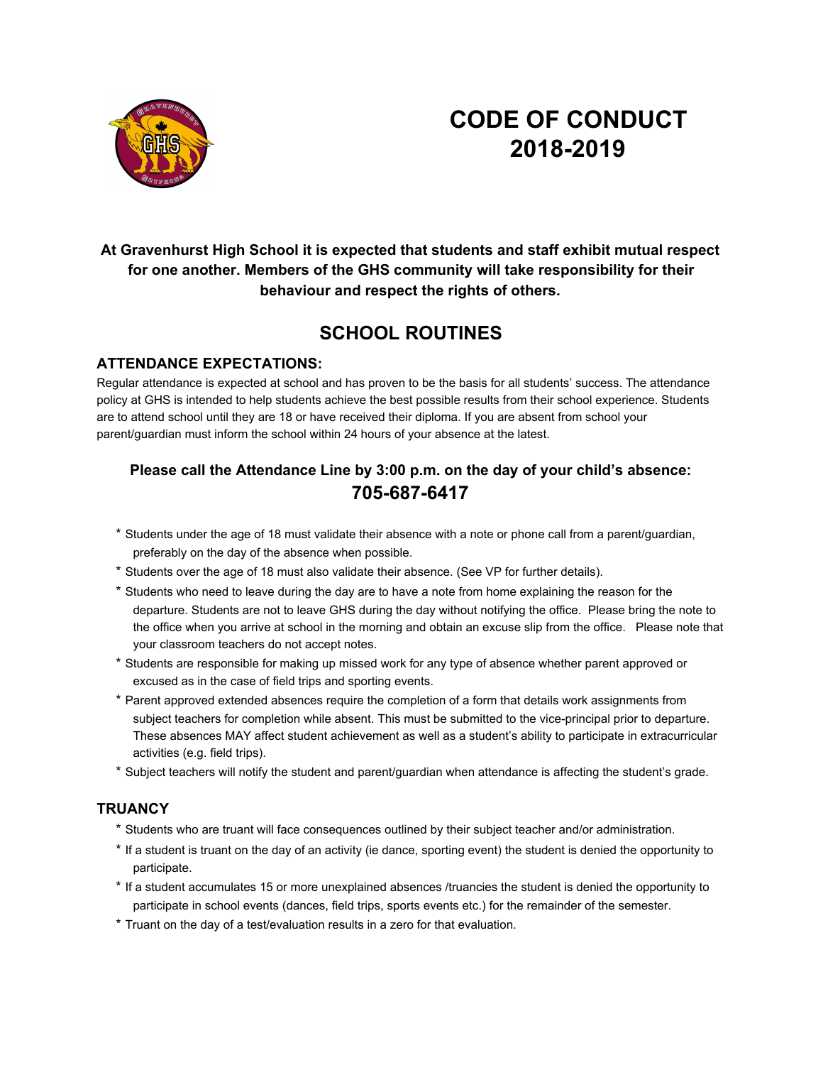# CODE OF CONDUCT 2018-2019

**At Gravenhurst High School it is expected that students and staff exhibit mutual respect for one another. Members of the GHS community will take responsibility for their behaviour and respect the rights of others.**

## SCHOOL ROUTINES

### ATTENDANCE EXPECTATIONS:

Regular attendance is expected at school and has proven to be the basis for all students' success. The attendance policy at GHS is intended to help students achieve the best possible results from their school experience. Students are to attend school until they are 18 or have received their diploma. If you are absent from school your parent/guardian must inform the school within 24 hours of your absence at the latest.

**Please call the Attendance Line by 3:00 p.m. on the day of your child's absence:**
**705-687-6417**

* Students under the age of 18 must validate their absence with a note or phone call from a parent/guardian, preferably on the day of the absence when possible.
* Students over the age of 18 must also validate their absence. (See VP for further details).
* Students who need to leave during the day are to have a note from home explaining the reason for the departure. Students are not to leave GHS during the day without notifying the office. Please bring the note to the office when you arrive at school in the morning and obtain an excuse slip from the office. Please note that your classroom teachers do not accept notes.
* Students are responsible for making up missed work for any type of absence whether parent approved or excused as in the case of field trips and sporting events.
* Parent approved extended absences require the completion of a form that details work assignments from subject teachers for completion while absent. This must be submitted to the vice-principal prior to departure. These absences MAY affect student achievement as well as a student's ability to participate in extracurricular activities (e.g. field trips).
* Subject teachers will notify the student and parent/guardian when attendance is affecting the student's grade.

### TRUANCY

* Students who are truant will face consequences outlined by their subject teacher and/or administration.
* If a student is truant on the day of an activity (ie dance, sporting event) the student is denied the opportunity to participate.
* If a student accumulates 15 or more unexplained absences /truancies the student is denied the opportunity to participate in school events (dances, field trips, sports events etc.) for the remainder of the semester.
* Truant on the day of a test/evaluation results in a zero for that evaluation.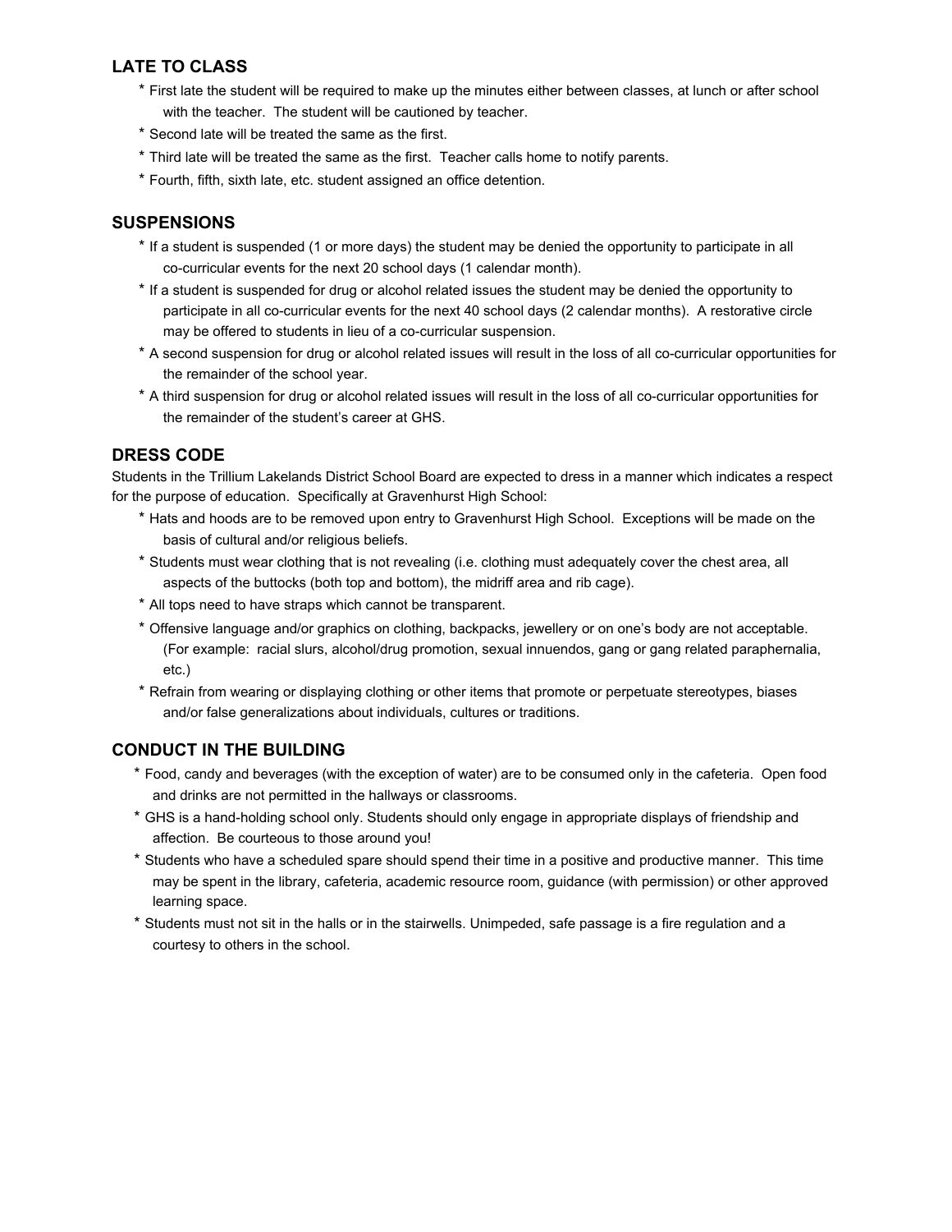## LATE TO CLASS

* First late the student will be required to make up the minutes either between classes, at lunch or after school with the teacher. The student will be cautioned by teacher.
* Second late will be treated the same as the first.
* Third late will be treated the same as the first. Teacher calls home to notify parents.
* Fourth, fifth, sixth late, etc. student assigned an office detention.

## SUSPENSIONS

* If a student is suspended (1 or more days) the student may be denied the opportunity to participate in all co-curricular events for the next 20 school days (1 calendar month).
* If a student is suspended for drug or alcohol related issues the student may be denied the opportunity to participate in all co-curricular events for the next 40 school days (2 calendar months). A restorative circle may be offered to students in lieu of a co-curricular suspension.
* A second suspension for drug or alcohol related issues will result in the loss of all co-curricular opportunities for the remainder of the school year.
* A third suspension for drug or alcohol related issues will result in the loss of all co-curricular opportunities for the remainder of the student's career at GHS.

## DRESS CODE

Students in the Trillium Lakelands District School Board are expected to dress in a manner which indicates a respect for the purpose of education. Specifically at Gravenhurst High School:

* Hats and hoods are to be removed upon entry to Gravenhurst High School. Exceptions will be made on the basis of cultural and/or religious beliefs.
* Students must wear clothing that is not revealing (i.e. clothing must adequately cover the chest area, all aspects of the buttocks (both top and bottom), the midriff area and rib cage).
* All tops need to have straps which cannot be transparent.
* Offensive language and/or graphics on clothing, backpacks, jewellery or on one's body are not acceptable. (For example: racial slurs, alcohol/drug promotion, sexual innuendos, gang or gang related paraphernalia, etc.)
* Refrain from wearing or displaying clothing or other items that promote or perpetuate stereotypes, biases and/or false generalizations about individuals, cultures or traditions.

## CONDUCT IN THE BUILDING

* Food, candy and beverages (with the exception of water) are to be consumed only in the cafeteria. Open food and drinks are not permitted in the hallways or classrooms.
* GHS is a hand-holding school only. Students should only engage in appropriate displays of friendship and affection. Be courteous to those around you!
* Students who have a scheduled spare should spend their time in a positive and productive manner. This time may be spent in the library, cafeteria, academic resource room, guidance (with permission) or other approved learning space.
* Students must not sit in the halls or in the stairwells. Unimpeded, safe passage is a fire regulation and a courtesy to others in the school.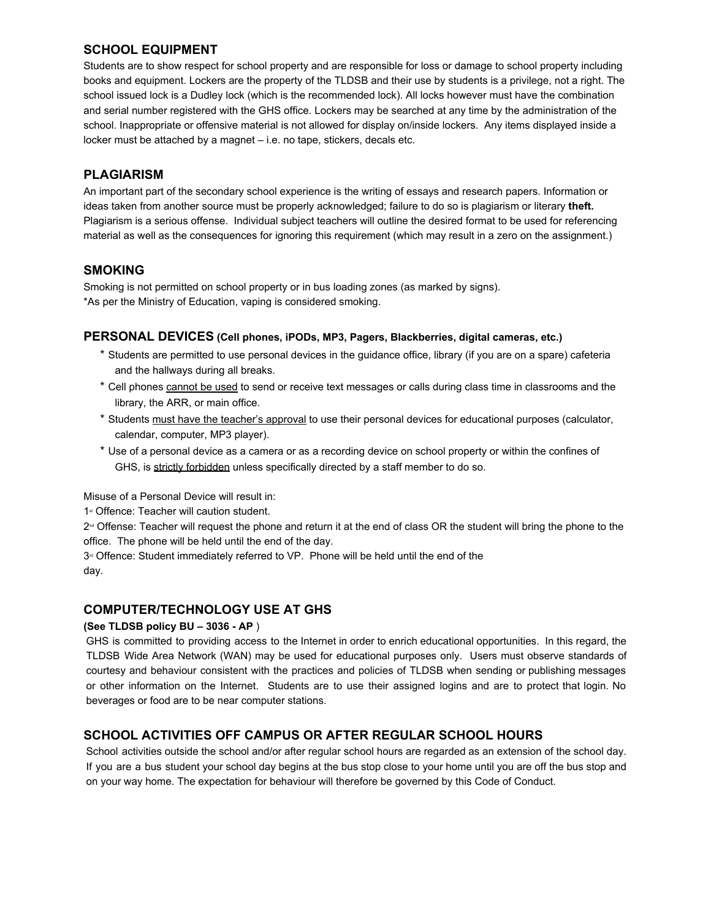## SCHOOL EQUIPMENT

Students are to show respect for school property and are responsible for loss or damage to school property including books and equipment. Lockers are the property of the TLDSB and their use by students is a privilege, not a right. The school issued lock is a Dudley lock (which is the recommended lock). All locks however must have the combination and serial number registered with the GHS office. Lockers may be searched at any time by the administration of the school. Inappropriate or offensive material is not allowed for display on/inside lockers. Any items displayed inside a locker must be attached by a magnet – i.e. no tape, stickers, decals etc.

## PLAGIARISM

An important part of the secondary school experience is the writing of essays and research papers. Information or ideas taken from another source must be properly acknowledged; failure to do so is plagiarism or literary **theft.** Plagiarism is a serious offense. Individual subject teachers will outline the desired format to be used for referencing material as well as the consequences for ignoring this requirement (which may result in a zero on the assignment.)

## SMOKING

Smoking is not permitted on school property or in bus loading zones (as marked by signs).
*As per the Ministry of Education, vaping is considered smoking.

## PERSONAL DEVICES **(Cell phones, iPODs, MP3, Pagers, Blackberries, digital cameras, etc.)**

* Students are permitted to use personal devices in the guidance office, library (if you are on a spare) cafeteria and the hallways during all breaks.
* Cell phones <u>cannot be used</u> to send or receive text messages or calls during class time in classrooms and the library, the ARR, or main office.
* Students <u>must have the teacher's approval</u> to use their personal devices for educational purposes (calculator, calendar, computer, MP3 player).
* Use of a personal device as a camera or as a recording device on school property or within the confines of GHS, is <u>strictly forbidden</u> unless specifically directed by a staff member to do so.

Misuse of a Personal Device will result in:
1st Offence: Teacher will caution student.
2nd Offense: Teacher will request the phone and return it at the end of class OR the student will bring the phone to the office. The phone will be held until the end of the day.
3rd Offence: Student immediately referred to VP. Phone will be held until the end of the day.

## COMPUTER/TECHNOLOGY USE AT GHS

**(See TLDSB policy BU – 3036 - AP** )

GHS is committed to providing access to the Internet in order to enrich educational opportunities. In this regard, the TLDSB Wide Area Network (WAN) may be used for educational purposes only. Users must observe standards of courtesy and behaviour consistent with the practices and policies of TLDSB when sending or publishing messages or other information on the Internet. Students are to use their assigned logins and are to protect that login. No beverages or food are to be near computer stations.

## SCHOOL ACTIVITIES OFF CAMPUS OR AFTER REGULAR SCHOOL HOURS

School activities outside the school and/or after regular school hours are regarded as an extension of the school day. If you are a bus student your school day begins at the bus stop close to your home until you are off the bus stop and on your way home. The expectation for behaviour will therefore be governed by this Code of Conduct.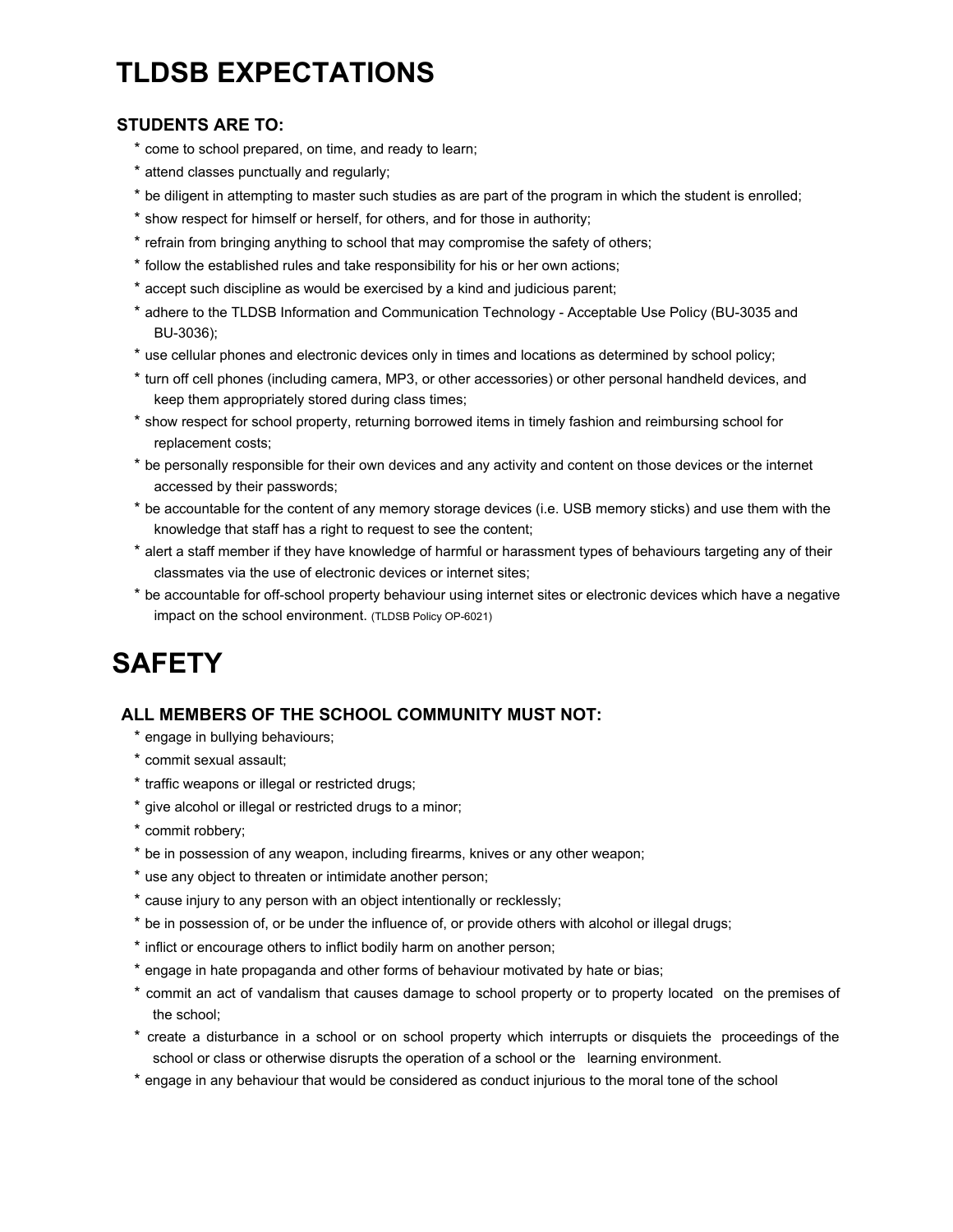# TLDSB EXPECTATIONS

## STUDENTS ARE TO:

* come to school prepared, on time, and ready to learn;
* attend classes punctually and regularly;
* be diligent in attempting to master such studies as are part of the program in which the student is enrolled;
* show respect for himself or herself, for others, and for those in authority;
* refrain from bringing anything to school that may compromise the safety of others;
* follow the established rules and take responsibility for his or her own actions;
* accept such discipline as would be exercised by a kind and judicious parent;
* adhere to the TLDSB Information and Communication Technology - Acceptable Use Policy (BU-3035 and BU-3036);
* use cellular phones and electronic devices only in times and locations as determined by school policy;
* turn off cell phones (including camera, MP3, or other accessories) or other personal handheld devices, and keep them appropriately stored during class times;
* show respect for school property, returning borrowed items in timely fashion and reimbursing school for replacement costs;
* be personally responsible for their own devices and any activity and content on those devices or the internet accessed by their passwords;
* be accountable for the content of any memory storage devices (i.e. USB memory sticks) and use them with the knowledge that staff has a right to request to see the content;
* alert a staff member if they have knowledge of harmful or harassment types of behaviours targeting any of their classmates via the use of electronic devices or internet sites;
* be accountable for off-school property behaviour using internet sites or electronic devices which have a negative impact on the school environment. (TLDSB Policy OP-6021)

# SAFETY

## ALL MEMBERS OF THE SCHOOL COMMUNITY MUST NOT:

* engage in bullying behaviours;
* commit sexual assault;
* traffic weapons or illegal or restricted drugs;
* give alcohol or illegal or restricted drugs to a minor;
* commit robbery;
* be in possession of any weapon, including firearms, knives or any other weapon;
* use any object to threaten or intimidate another person;
* cause injury to any person with an object intentionally or recklessly;
* be in possession of, or be under the influence of, or provide others with alcohol or illegal drugs;
* inflict or encourage others to inflict bodily harm on another person;
* engage in hate propaganda and other forms of behaviour motivated by hate or bias;
* commit an act of vandalism that causes damage to school property or to property located on the premises of the school;
* create a disturbance in a school or on school property which interrupts or disquiets the proceedings of the school or class or otherwise disrupts the operation of a school or the learning environment.
* engage in any behaviour that would be considered as conduct injurious to the moral tone of the school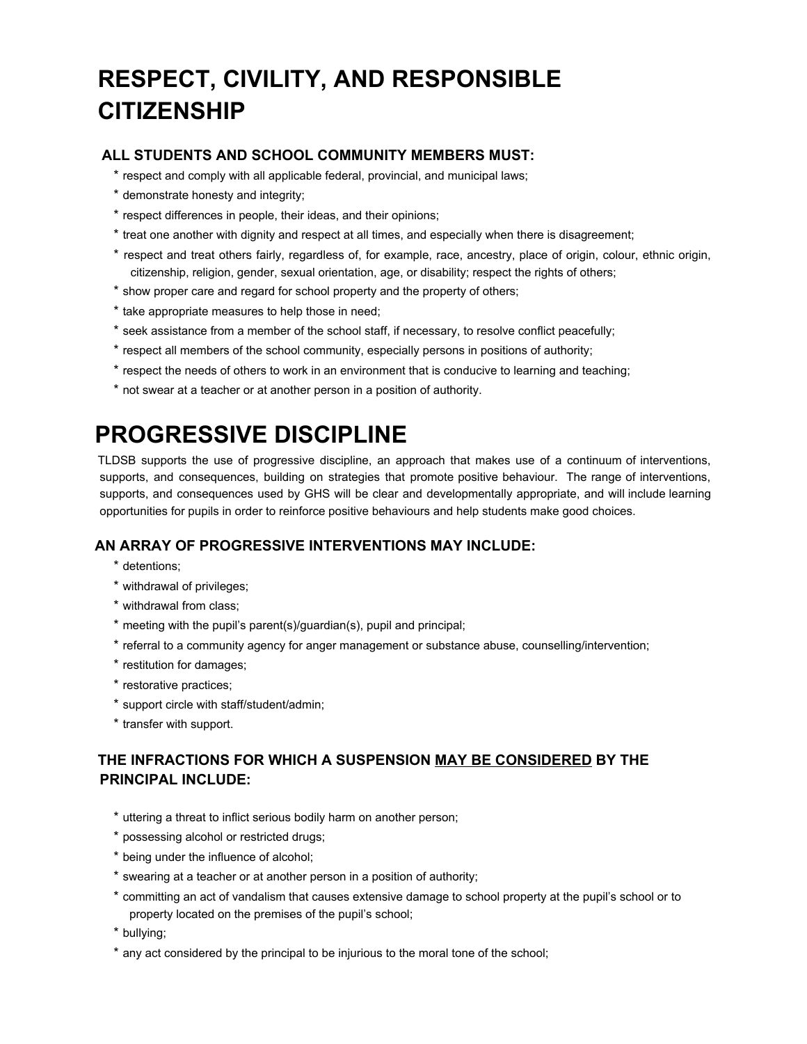# RESPECT, CIVILITY, AND RESPONSIBLE CITIZENSHIP

### ALL STUDENTS AND SCHOOL COMMUNITY MEMBERS MUST:

* respect and comply with all applicable federal, provincial, and municipal laws;
* demonstrate honesty and integrity;
* respect differences in people, their ideas, and their opinions;
* treat one another with dignity and respect at all times, and especially when there is disagreement;
* respect and treat others fairly, regardless of, for example, race, ancestry, place of origin, colour, ethnic origin, citizenship, religion, gender, sexual orientation, age, or disability; respect the rights of others;
* show proper care and regard for school property and the property of others;
* take appropriate measures to help those in need;
* seek assistance from a member of the school staff, if necessary, to resolve conflict peacefully;
* respect all members of the school community, especially persons in positions of authority;
* respect the needs of others to work in an environment that is conducive to learning and teaching;
* not swear at a teacher or at another person in a position of authority.

# PROGRESSIVE DISCIPLINE

TLDSB supports the use of progressive discipline, an approach that makes use of a continuum of interventions, supports, and consequences, building on strategies that promote positive behaviour. The range of interventions, supports, and consequences used by GHS will be clear and developmentally appropriate, and will include learning opportunities for pupils in order to reinforce positive behaviours and help students make good choices.

### AN ARRAY OF PROGRESSIVE INTERVENTIONS MAY INCLUDE:

* detentions;
* withdrawal of privileges;
* withdrawal from class;
* meeting with the pupil's parent(s)/guardian(s), pupil and principal;
* referral to a community agency for anger management or substance abuse, counselling/intervention;
* restitution for damages;
* restorative practices;
* support circle with staff/student/admin;
* transfer with support.

### THE INFRACTIONS FOR WHICH A SUSPENSION <u>MAY BE CONSIDERED</u> BY THE PRINCIPAL INCLUDE:

* uttering a threat to inflict serious bodily harm on another person;
* possessing alcohol or restricted drugs;
* being under the influence of alcohol;
* swearing at a teacher or at another person in a position of authority;
* committing an act of vandalism that causes extensive damage to school property at the pupil's school or to property located on the premises of the pupil's school;
* bullying;
* any act considered by the principal to be injurious to the moral tone of the school;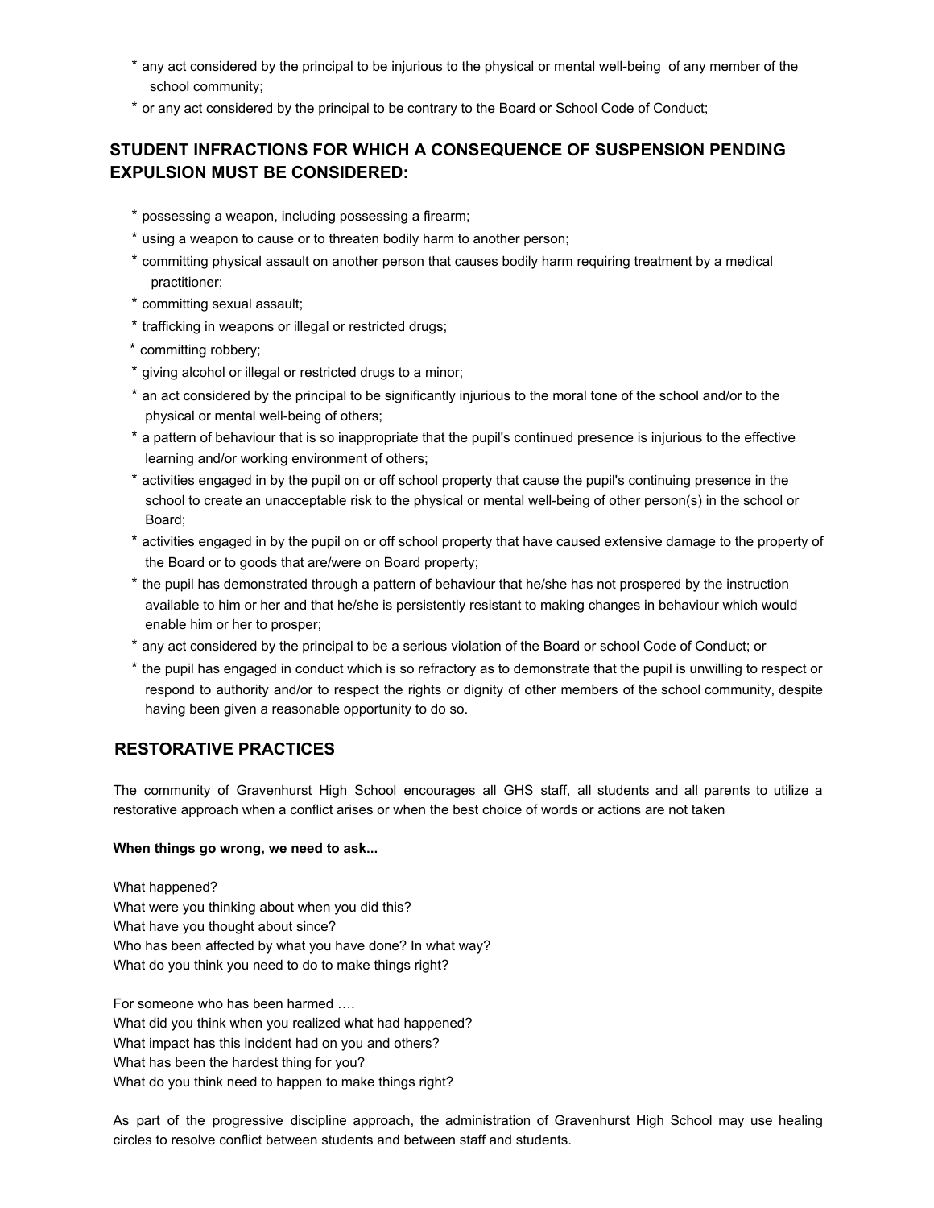* any act considered by the principal to be injurious to the physical or mental well-being of any member of the school community;
* or any act considered by the principal to be contrary to the Board or School Code of Conduct;

## STUDENT INFRACTIONS FOR WHICH A CONSEQUENCE OF SUSPENSION PENDING EXPULSION MUST BE CONSIDERED:

* possessing a weapon, including possessing a firearm;
* using a weapon to cause or to threaten bodily harm to another person;
* committing physical assault on another person that causes bodily harm requiring treatment by a medical practitioner;
* committing sexual assault;
* trafficking in weapons or illegal or restricted drugs;
* committing robbery;
* giving alcohol or illegal or restricted drugs to a minor;
* an act considered by the principal to be significantly injurious to the moral tone of the school and/or to the physical or mental well-being of others;
* a pattern of behaviour that is so inappropriate that the pupil's continued presence is injurious to the effective learning and/or working environment of others;
* activities engaged in by the pupil on or off school property that cause the pupil's continuing presence in the school to create an unacceptable risk to the physical or mental well-being of other person(s) in the school or Board;
* activities engaged in by the pupil on or off school property that have caused extensive damage to the property of the Board or to goods that are/were on Board property;
* the pupil has demonstrated through a pattern of behaviour that he/she has not prospered by the instruction available to him or her and that he/she is persistently resistant to making changes in behaviour which would enable him or her to prosper;
* any act considered by the principal to be a serious violation of the Board or school Code of Conduct; or
* the pupil has engaged in conduct which is so refractory as to demonstrate that the pupil is unwilling to respect or respond to authority and/or to respect the rights or dignity of other members of the school community, despite having been given a reasonable opportunity to do so.

## RESTORATIVE PRACTICES

The community of Gravenhurst High School encourages all GHS staff, all students and all parents to utilize a restorative approach when a conflict arises or when the best choice of words or actions are not taken

**When things go wrong, we need to ask...**

What happened?
What were you thinking about when you did this?
What have you thought about since?
Who has been affected by what you have done? In what way?
What do you think you need to do to make things right?

For someone who has been harmed ….
What did you think when you realized what had happened?
What impact has this incident had on you and others?
What has been the hardest thing for you?
What do you think need to happen to make things right?

As part of the progressive discipline approach, the administration of Gravenhurst High School may use healing circles to resolve conflict between students and between staff and students.